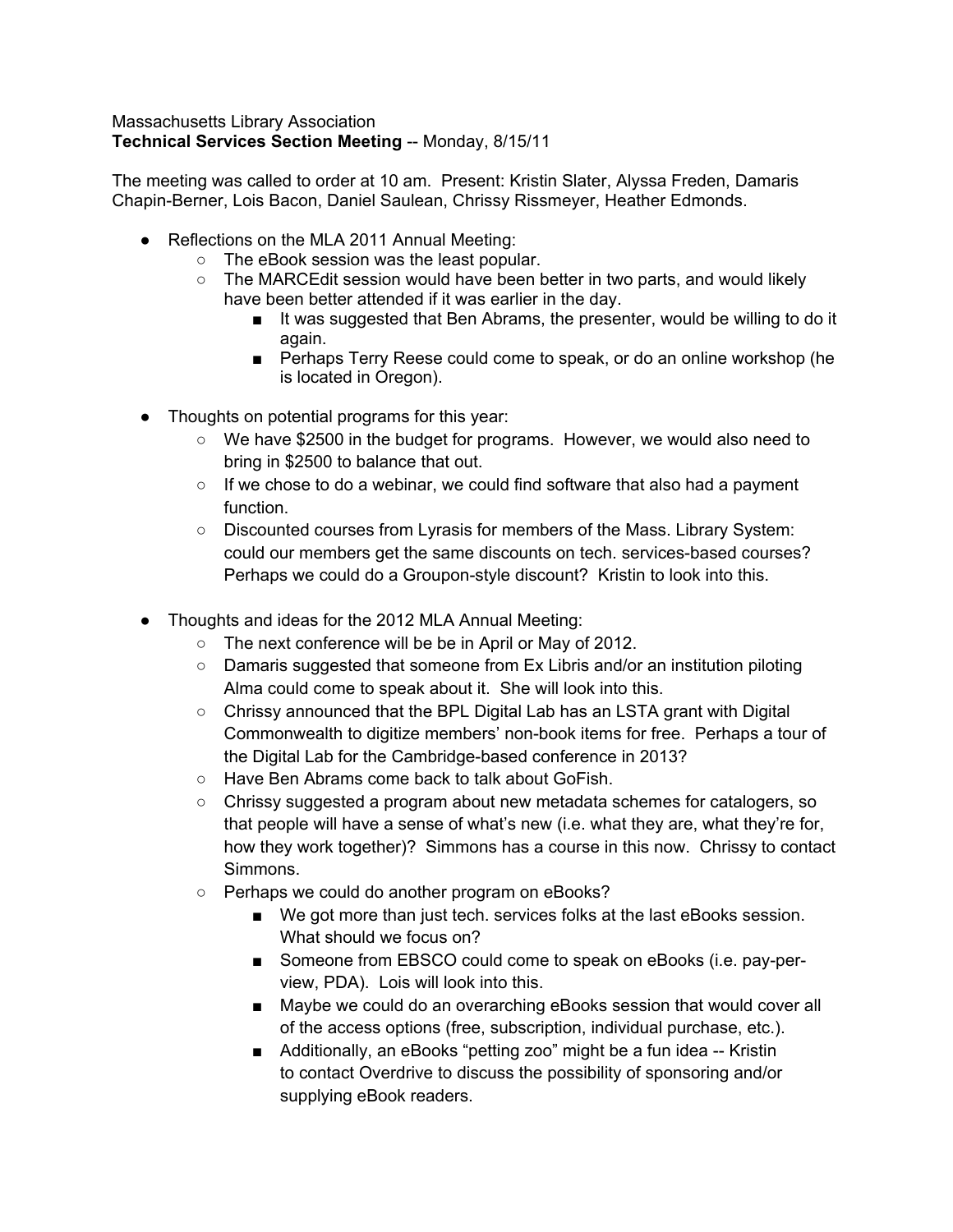Massachusetts Library Association
**Technical Services Section Meeting** -- Monday, 8/15/11

The meeting was called to order at 10 am. Present: Kristin Slater, Alyssa Freden, Damaris Chapin-Berner, Lois Bacon, Daniel Saulean, Chrissy Rissmeyer, Heather Edmonds.

- Reflections on the MLA 2011 Annual Meeting:
    - The eBook session was the least popular.
    - The MARCEdit session would have been better in two parts, and would likely have been better attended if it was earlier in the day.
        - It was suggested that Ben Abrams, the presenter, would be willing to do it again.
        - Perhaps Terry Reese could come to speak, or do an online workshop (he is located in Oregon).
- Thoughts on potential programs for this year:
    - We have $2500 in the budget for programs. However, we would also need to bring in $2500 to balance that out.
    - If we chose to do a webinar, we could find software that also had a payment function.
    - Discounted courses from Lyrasis for members of the Mass. Library System: could our members get the same discounts on tech. services-based courses? Perhaps we could do a Groupon-style discount? Kristin to look into this.
- Thoughts and ideas for the 2012 MLA Annual Meeting:
    - The next conference will be be in April or May of 2012.
    - Damaris suggested that someone from Ex Libris and/or an institution piloting Alma could come to speak about it. She will look into this.
    - Chrissy announced that the BPL Digital Lab has an LSTA grant with Digital Commonwealth to digitize members' non-book items for free. Perhaps a tour of the Digital Lab for the Cambridge-based conference in 2013?
    - Have Ben Abrams come back to talk about GoFish.
    - Chrissy suggested a program about new metadata schemes for catalogers, so that people will have a sense of what's new (i.e. what they are, what they're for, how they work together)? Simmons has a course in this now. Chrissy to contact Simmons.
    - Perhaps we could do another program on eBooks?
        - We got more than just tech. services folks at the last eBooks session. What should we focus on?
        - Someone from EBSCO could come to speak on eBooks (i.e. pay-per-view, PDA). Lois will look into this.
        - Maybe we could do an overarching eBooks session that would cover all of the access options (free, subscription, individual purchase, etc.).
        - Additionally, an eBooks "petting zoo" might be a fun idea -- Kristin to contact Overdrive to discuss the possibility of sponsoring and/or supplying eBook readers.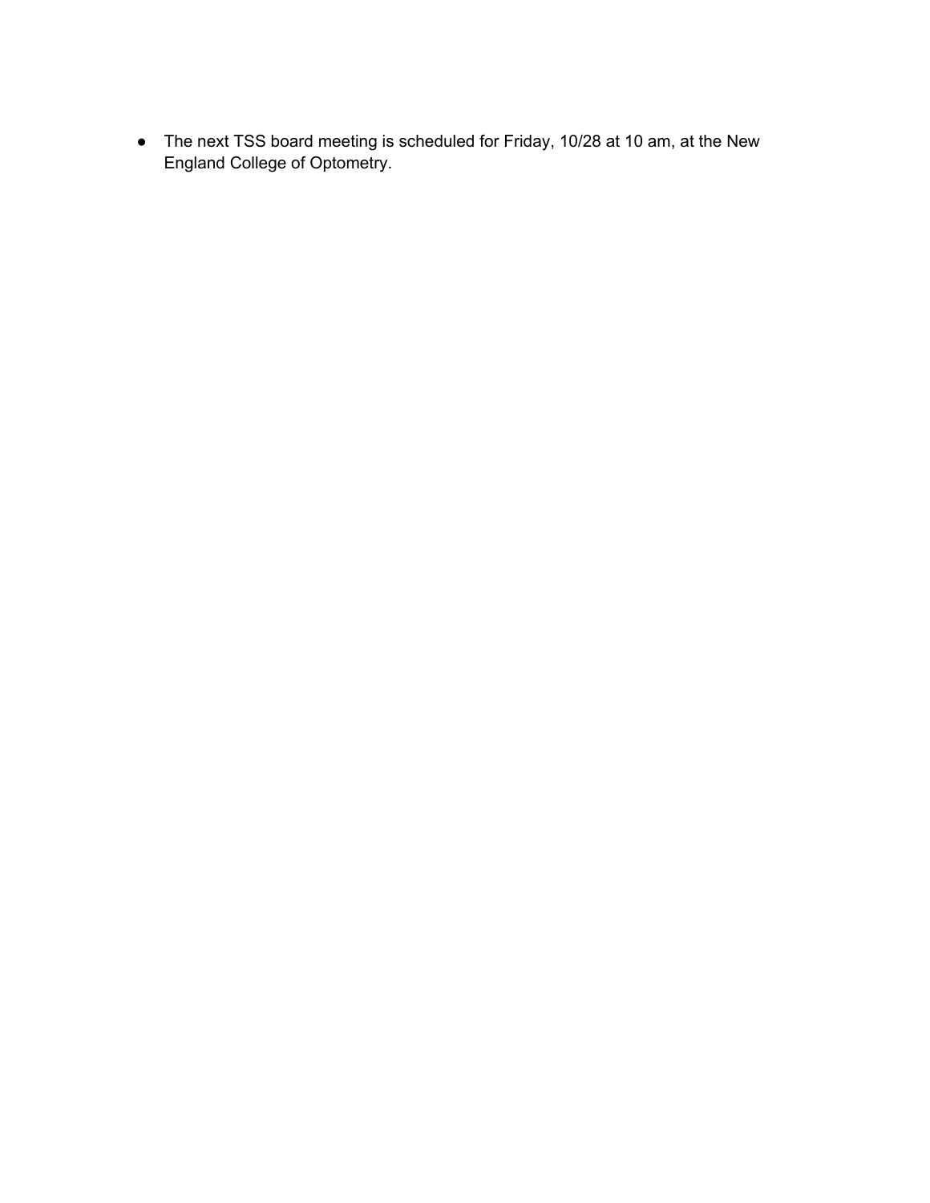- The next TSS board meeting is scheduled for Friday, 10/28 at 10 am, at the New England College of Optometry.